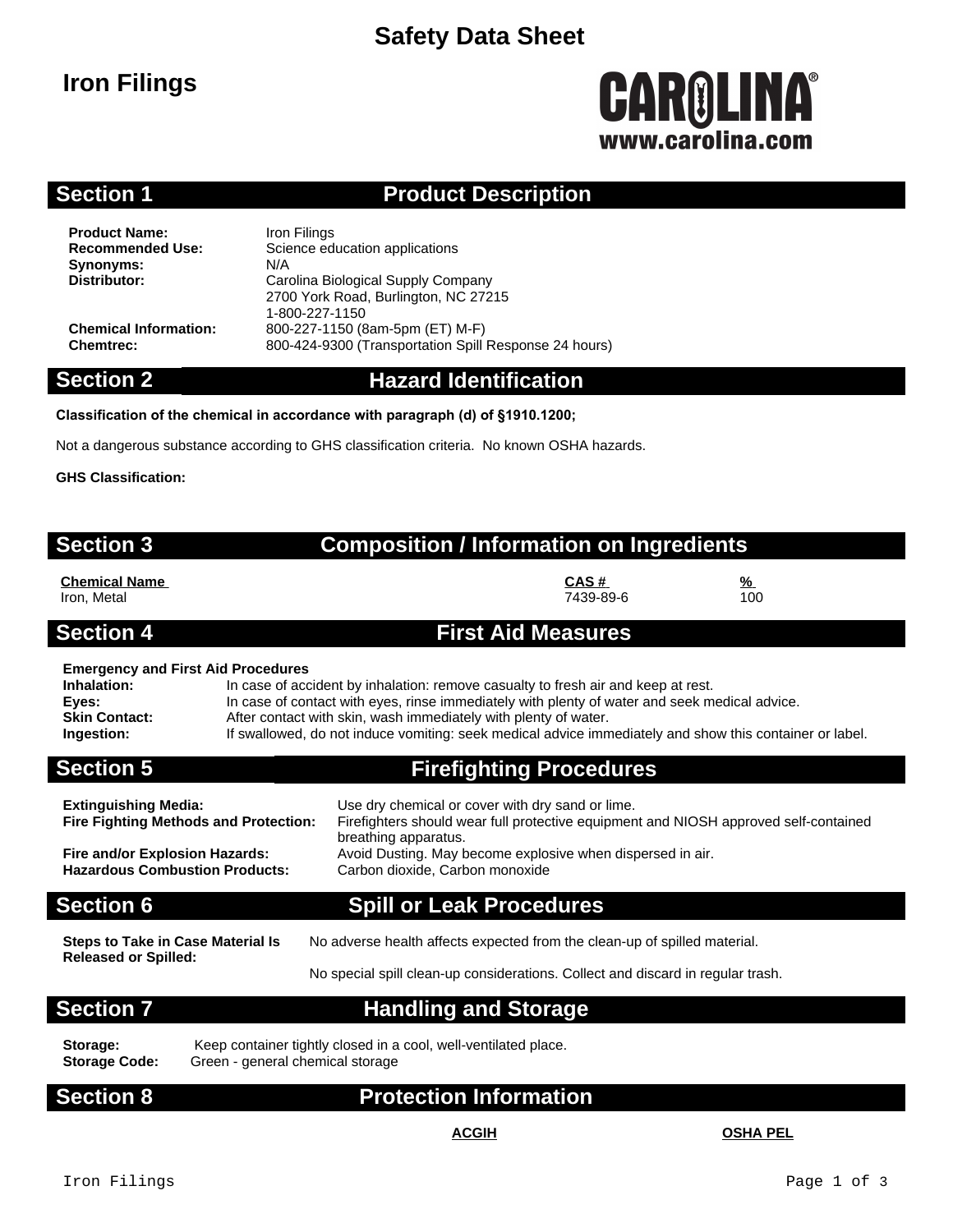# Safety Data Sheet

## Iron Filings

CAROLINA®
www.carolina.com

## Section 1 Product Description

**Product Name:** Iron Filings
**Recommended Use:** Science education applications
**Synonyms:** N/A
**Distributor:** Carolina Biological Supply Company
2700 York Road, Burlington, NC 27215
1-800-227-1150
**Chemical Information:** 800-227-1150 (8am-5pm (ET) M-F)
**Chemtrec:** 800-424-9300 (Transportation Spill Response 24 hours)

## Section 2 Hazard Identification

**Classification of the chemical in accordance with paragraph (d) of §1910.1200;**

Not a dangerous substance according to GHS classification criteria. No known OSHA hazards.

**GHS Classification:**

## Section 3 Composition / Information on Ingredients

| Chemical Name | CAS # | % |
|---|---|---|
| Iron, Metal | 7439-89-6 | 100 |

## Section 4 First Aid Measures

**Emergency and First Aid Procedures**

**Inhalation:** In case of accident by inhalation: remove casualty to fresh air and keep at rest.
**Eyes:** In case of contact with eyes, rinse immediately with plenty of water and seek medical advice.
**Skin Contact:** After contact with skin, wash immediately with plenty of water.
**Ingestion:** If swallowed, do not induce vomiting: seek medical advice immediately and show this container or label.

## Section 5 Firefighting Procedures

**Extinguishing Media:** Use dry chemical or cover with dry sand or lime.
**Fire Fighting Methods and Protection:** Firefighters should wear full protective equipment and NIOSH approved self-contained breathing apparatus.
**Fire and/or Explosion Hazards:** Avoid Dusting. May become explosive when dispersed in air.
**Hazardous Combustion Products:** Carbon dioxide, Carbon monoxide

## Section 6 Spill or Leak Procedures

**Steps to Take in Case Material Is Released or Spilled:** No adverse health affects expected from the clean-up of spilled material.

No special spill clean-up considerations. Collect and discard in regular trash.

## Section 7 Handling and Storage

**Storage:** Keep container tightly closed in a cool, well-ventilated place.
**Storage Code:** Green - general chemical storage

## Section 8 Protection Information

| | ACGIH | OSHA PEL |
|---|---|---|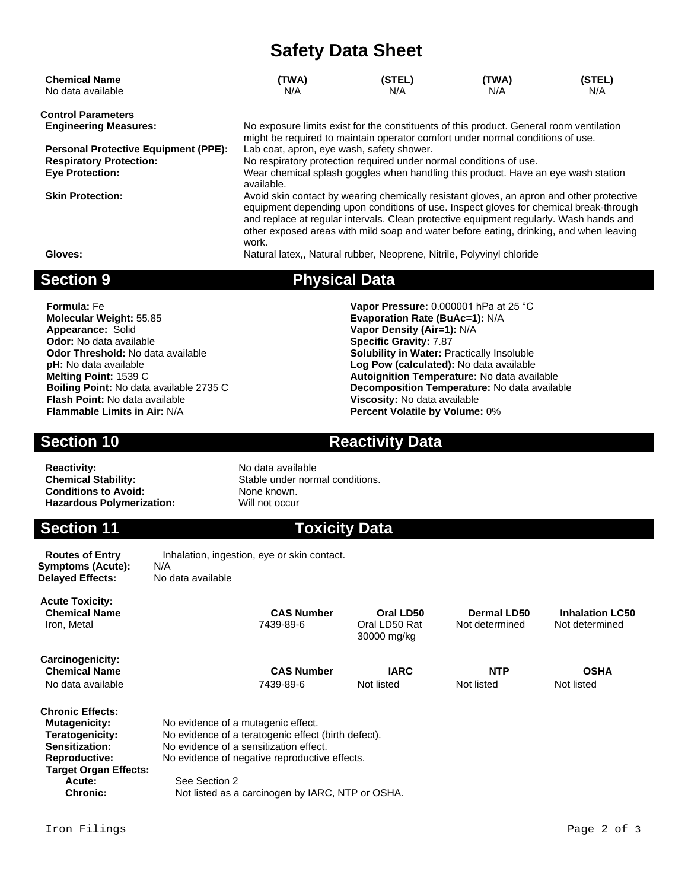# Safety Data Sheet

| Chemical Name | (TWA) | (STEL) | (TWA) | (STEL) |
|---|---|---|---|---|
| No data available | N/A | N/A | N/A | N/A |

**Control Parameters**

**Engineering Measures:** No exposure limits exist for the constituents of this product. General room ventilation might be required to maintain operator comfort under normal conditions of use.

**Personal Protective Equipment (PPE):** Lab coat, apron, eye wash, safety shower.

**Respiratory Protection:** No respiratory protection required under normal conditions of use.

**Eye Protection:** Wear chemical splash goggles when handling this product. Have an eye wash station available.

**Skin Protection:** Avoid skin contact by wearing chemically resistant gloves, an apron and other protective equipment depending upon conditions of use. Inspect gloves for chemical break-through and replace at regular intervals. Clean protective equipment regularly. Wash hands and other exposed areas with mild soap and water before eating, drinking, and when leaving work.

**Gloves:** Natural latex,, Natural rubber, Neoprene, Nitrile, Polyvinyl chloride

## Section 9 Physical Data

**Formula:** Fe
**Molecular Weight:** 55.85
**Appearance:** Solid
**Odor:** No data available
**Odor Threshold:** No data available
**pH:** No data available
**Melting Point:** 1539 C
**Boiling Point:** No data available 2735 C
**Flash Point:** No data available
**Flammable Limits in Air:** N/A

**Vapor Pressure:** 0.000001 hPa at 25 °C
**Evaporation Rate (BuAc=1):** N/A
**Vapor Density (Air=1):** N/A
**Specific Gravity:** 7.87
**Solubility in Water:** Practically Insoluble
**Log Pow (calculated):** No data available
**Autoignition Temperature:** No data available
**Decomposition Temperature:** No data available
**Viscosity:** No data available
**Percent Volatile by Volume:** 0%

## Section 10 Reactivity Data

**Reactivity:** No data available
**Chemical Stability:** Stable under normal conditions.
**Conditions to Avoid:** None known.
**Hazardous Polymerization:** Will not occur

## Section 11 Toxicity Data

**Routes of Entry** Inhalation, ingestion, eye or skin contact.
**Symptoms (Acute):** N/A
**Delayed Effects:** No data available

**Acute Toxicity:**

| Chemical Name | CAS Number | Oral LD50 | Dermal LD50 | Inhalation LC50 |
|---|---|---|---|---|
| Iron, Metal | 7439-89-6 | Oral LD50 Rat 30000 mg/kg | Not determined | Not determined |

**Carcinogenicity:**

| Chemical Name | CAS Number | IARC | NTP | OSHA |
|---|---|---|---|---|
| No data available | 7439-89-6 | Not listed | Not listed | Not listed |

**Chronic Effects:**

**Mutagenicity:** No evidence of a mutagenic effect.
**Teratogenicity:** No evidence of a teratogenic effect (birth defect).
**Sensitization:** No evidence of a sensitization effect.
**Reproductive:** No evidence of negative reproductive effects.
**Target Organ Effects:**
**Acute:** See Section 2
**Chronic:** Not listed as a carcinogen by IARC, NTP or OSHA.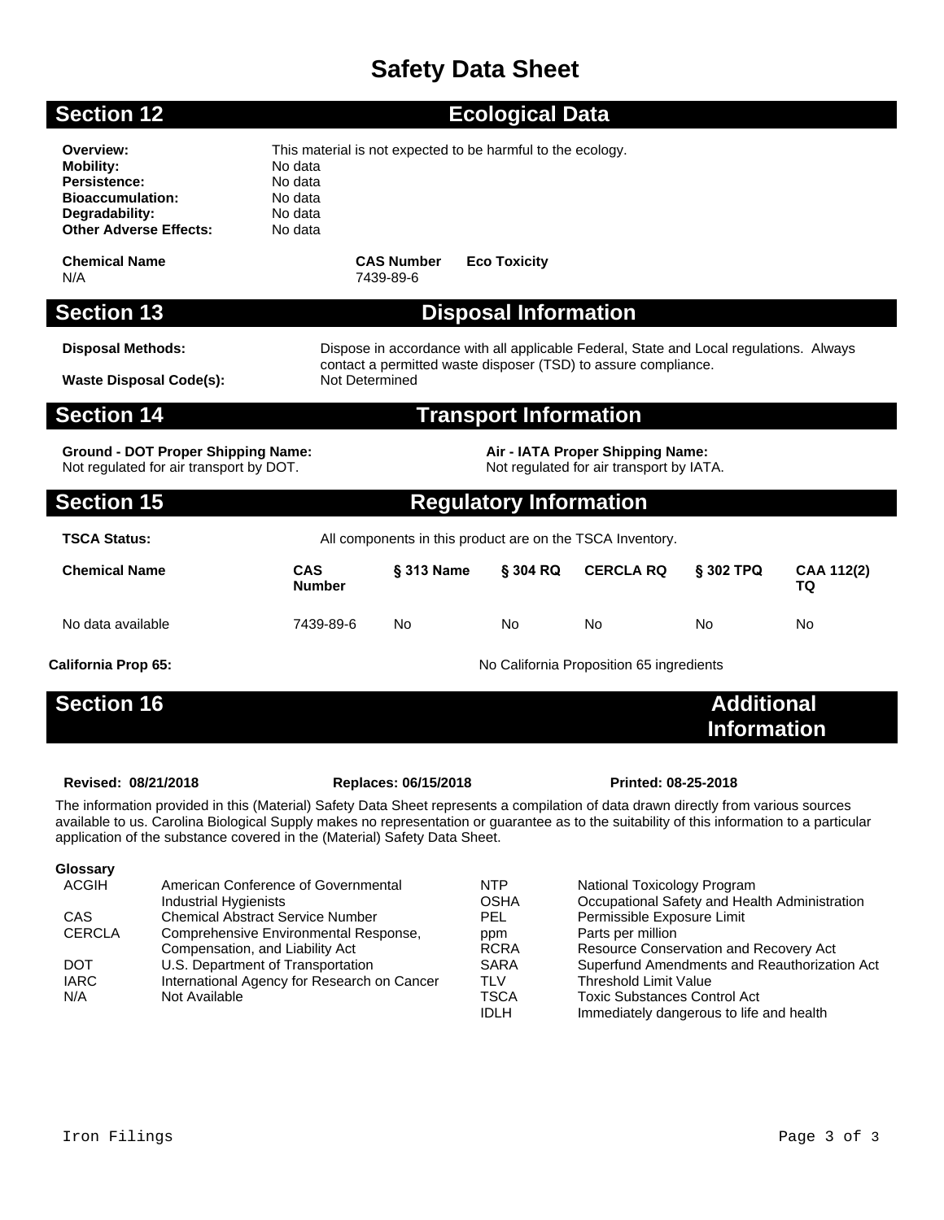# Safety Data Sheet

## Section 12 — Ecological Data

**Overview:** This material is not expected to be harmful to the ecology.
**Mobility:** No data
**Persistence:** No data
**Bioaccumulation:** No data
**Degradability:** No data
**Other Adverse Effects:** No data

| Chemical Name | CAS Number | Eco Toxicity |
|---|---|---|
| N/A | 7439-89-6 | |

## Section 13 — Disposal Information

**Disposal Methods:** Dispose in accordance with all applicable Federal, State and Local regulations. Always contact a permitted waste disposer (TSD) to assure compliance.

**Waste Disposal Code(s):** Not Determined

## Section 14 — Transport Information

**Ground - DOT Proper Shipping Name:**
Not regulated for air transport by DOT.

**Air - IATA Proper Shipping Name:**
Not regulated for air transport by IATA.

## Section 15 — Regulatory Information

**TSCA Status:** All components in this product are on the TSCA Inventory.

| Chemical Name | CAS Number | § 313 Name | § 304 RQ | CERCLA RQ | § 302 TPQ | CAA 112(2) TQ |
|---|---|---|---|---|---|---|
| No data available | 7439-89-6 | No | No | No | No | No |

**California Prop 65:** No California Proposition 65 ingredients

## Section 16 — Additional Information

**Revised: 08/21/2018** **Replaces: 06/15/2018** **Printed: 08-25-2018**

The information provided in this (Material) Safety Data Sheet represents a compilation of data drawn directly from various sources available to us. Carolina Biological Supply makes no representation or guarantee as to the suitability of this information to a particular application of the substance covered in the (Material) Safety Data Sheet.

**Glossary**

| | | | |
|---|---|---|---|
| ACGIH | American Conference of Governmental Industrial Hygienists | NTP | National Toxicology Program |
| CAS | Chemical Abstract Service Number | OSHA | Occupational Safety and Health Administration |
| CERCLA | Comprehensive Environmental Response, Compensation, and Liability Act | PEL | Permissible Exposure Limit |
| DOT | U.S. Department of Transportation | ppm | Parts per million |
| IARC | International Agency for Research on Cancer | RCRA | Resource Conservation and Recovery Act |
| N/A | Not Available | SARA | Superfund Amendments and Reauthorization Act |
| | | TLV | Threshold Limit Value |
| | | TSCA | Toxic Substances Control Act |
| | | IDLH | Immediately dangerous to life and health |